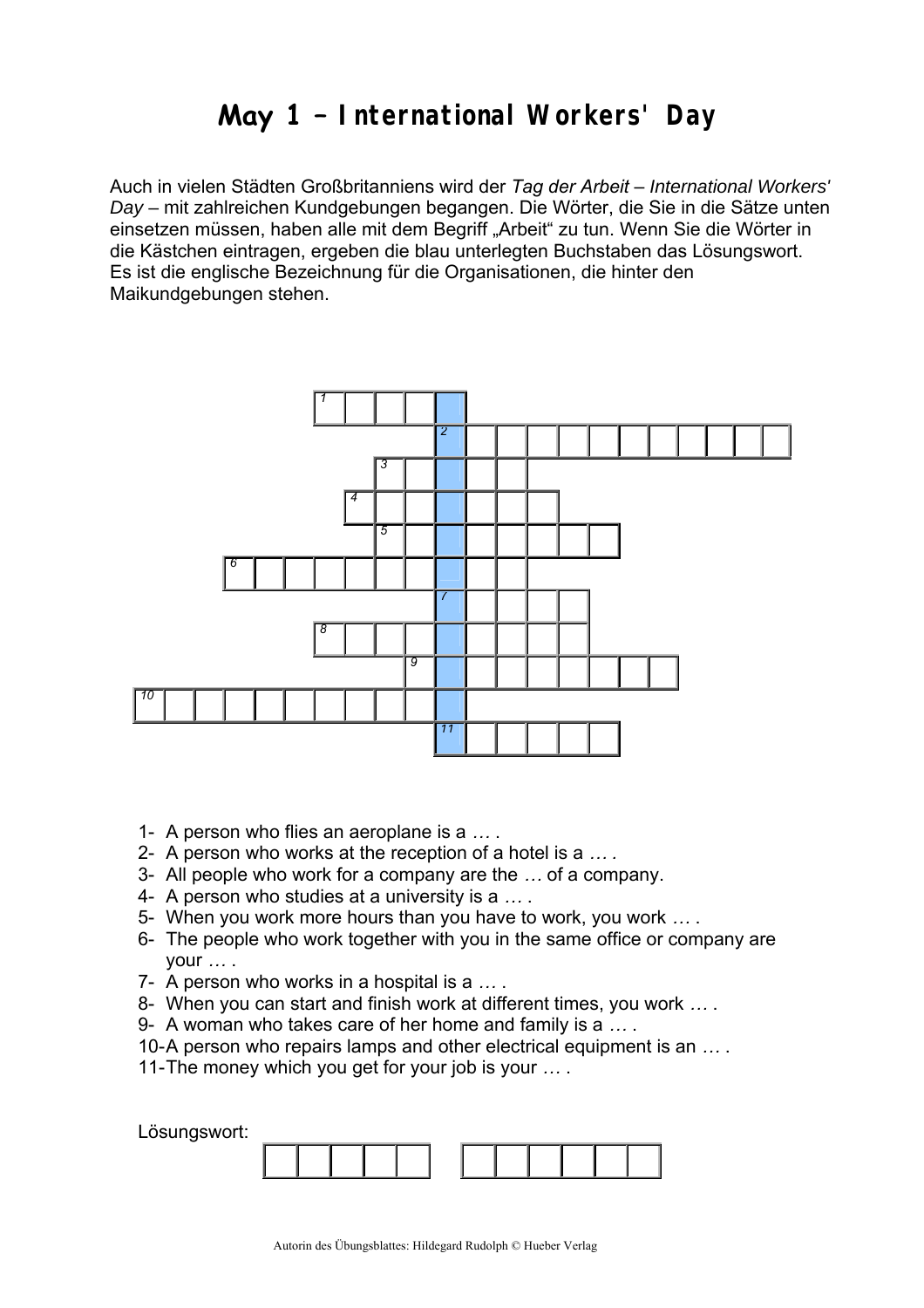# May 1 – International Workers' Day

Auch in vielen Städten Großbritanniens wird der *Tag der Arbeit – International Workers' Day* – mit zahlreichen Kundgebungen begangen. Die Wörter, die Sie in die Sätze unten einsetzen müssen, haben alle mit dem Begriff „Arbeit" zu tun. Wenn Sie die Wörter in die Kästchen eintragen, ergeben die blau unterlegten Buchstaben das Lösungswort. Es ist die englische Bezeichnung für die Organisationen, die hinter den Maikundgebungen stehen.

1- A person who flies an aeroplane is a … .
2- A person who works at the reception of a hotel is a *… .*
3- All people who work for a company are the *…* of a company.
4- A person who studies at a university is a … .
5- When you work more hours than you have to work, you work … .
6- The people who work together with you in the same office or company are your … .
7- A person who works in a hospital is a … .
8- When you can start and finish work at different times, you work … .
9- A woman who takes care of her home and family is a … .
10- A person who repairs lamps and other electrical equipment is an … .
11- The money which you get for your job is your … .

Lösungswort: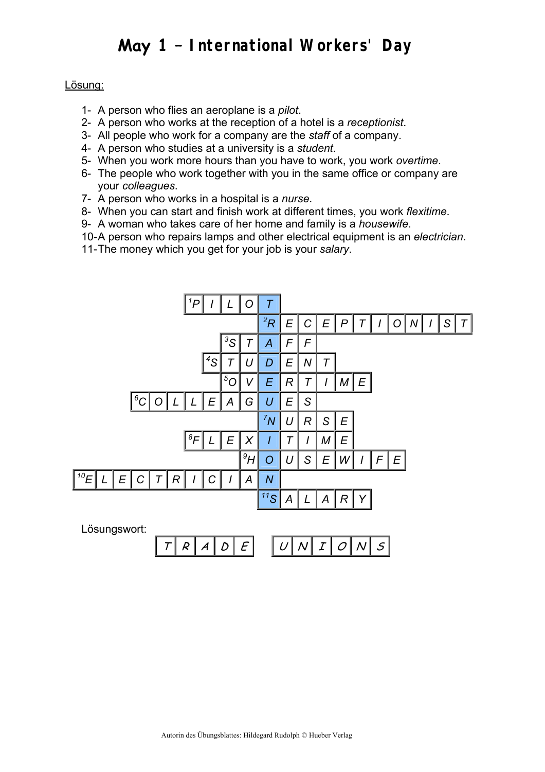# May 1 – International Workers' Day

Lösung:

1- A person who flies an aeroplane is a *pilot*.
2- A person who works at the reception of a hotel is a *receptionist*.
3- All people who work for a company are the *staff* of a company.
4- A person who studies at a university is a *student*.
5- When you work more hours than you have to work, you work *overtime*.
6- The people who work together with you in the same office or company are your *colleagues*.
7- A person who works in a hospital is a *nurse*.
8- When you can start and finish work at different times, you work *flexitime*.
9- A woman who takes care of her home and family is a *housewife*.
10- A person who repairs lamps and other electrical equipment is an *electrician*.
11- The money which you get for your job is your *salary*.

[1] P I L O T
[2] R E C E P T I O N I S T
[3] S T A F F
[4] S T U D E N T
[5] O V E R T I M E
[6] C O L L E A G U E S
[7] N U R S E
[8] F L E X I T I M E
[9] H O U S E W I F E
[10] E L E C T R I C I A N
[11] S A L A R Y

Lösungswort:

T R A D E   U N I O N S